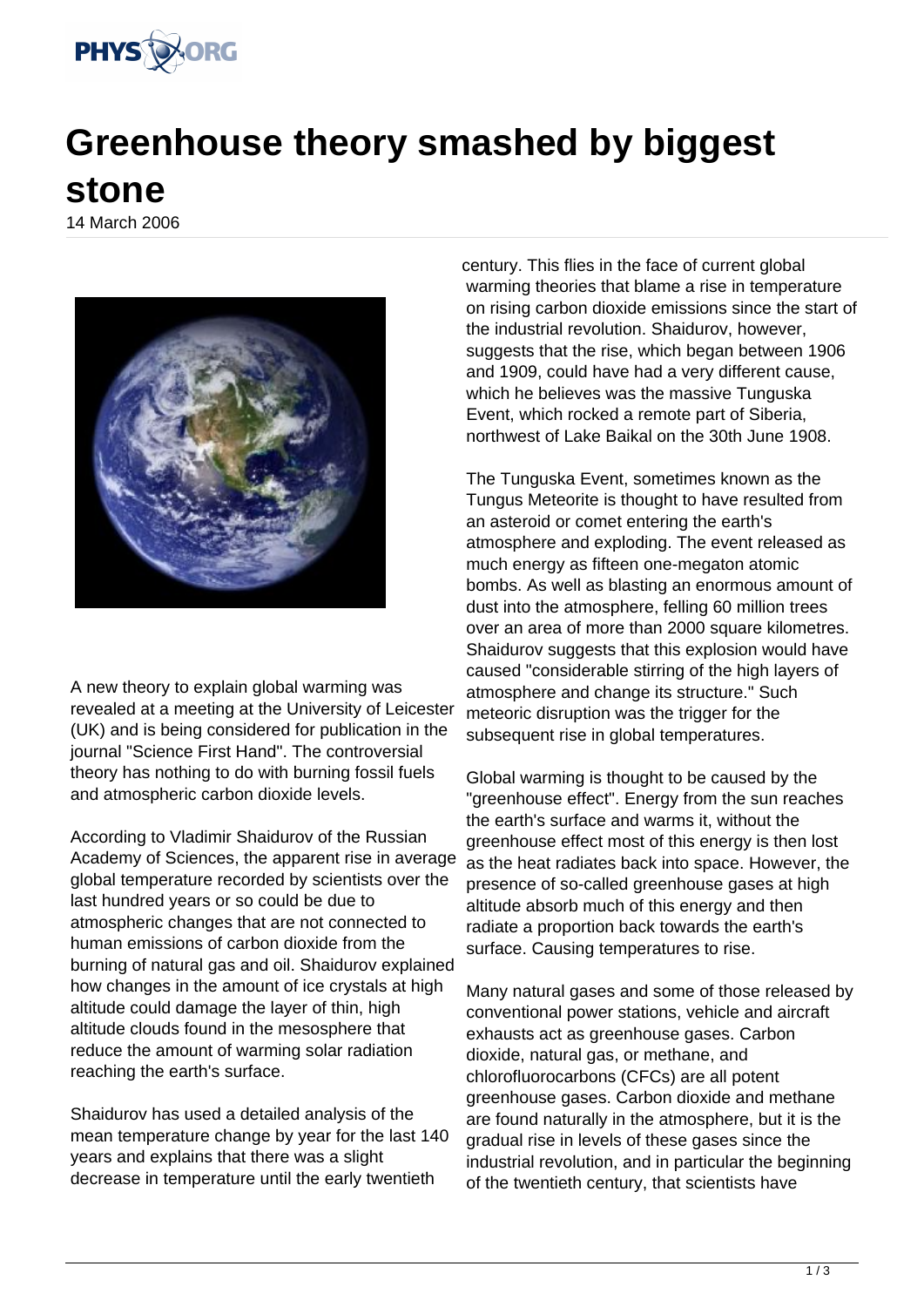# Greenhouse theory smashed by biggest stone

14 March 2006

A new theory to explain global warming was revealed at a meeting at the University of Leicester (UK) and is being considered for publication in the journal "Science First Hand". The controversial theory has nothing to do with burning fossil fuels and atmospheric carbon dioxide levels.

According to Vladimir Shaidurov of the Russian Academy of Sciences, the apparent rise in average global temperature recorded by scientists over the last hundred years or so could be due to atmospheric changes that are not connected to human emissions of carbon dioxide from the burning of natural gas and oil. Shaidurov explained how changes in the amount of ice crystals at high altitude could damage the layer of thin, high altitude clouds found in the mesosphere that reduce the amount of warming solar radiation reaching the earth's surface.

Shaidurov has used a detailed analysis of the mean temperature change by year for the last 140 years and explains that there was a slight decrease in temperature until the early twentieth century. This flies in the face of current global warming theories that blame a rise in temperature on rising carbon dioxide emissions since the start of the industrial revolution. Shaidurov, however, suggests that the rise, which began between 1906 and 1909, could have had a very different cause, which he believes was the massive Tunguska Event, which rocked a remote part of Siberia, northwest of Lake Baikal on the 30th June 1908.

The Tunguska Event, sometimes known as the Tungus Meteorite is thought to have resulted from an asteroid or comet entering the earth's atmosphere and exploding. The event released as much energy as fifteen one-megaton atomic bombs. As well as blasting an enormous amount of dust into the atmosphere, felling 60 million trees over an area of more than 2000 square kilometres. Shaidurov suggests that this explosion would have caused "considerable stirring of the high layers of atmosphere and change its structure." Such meteoric disruption was the trigger for the subsequent rise in global temperatures.

Global warming is thought to be caused by the "greenhouse effect". Energy from the sun reaches the earth's surface and warms it, without the greenhouse effect most of this energy is then lost as the heat radiates back into space. However, the presence of so-called greenhouse gases at high altitude absorb much of this energy and then radiate a proportion back towards the earth's surface. Causing temperatures to rise.

Many natural gases and some of those released by conventional power stations, vehicle and aircraft exhausts act as greenhouse gases. Carbon dioxide, natural gas, or methane, and chlorofluorocarbons (CFCs) are all potent greenhouse gases. Carbon dioxide and methane are found naturally in the atmosphere, but it is the gradual rise in levels of these gases since the industrial revolution, and in particular the beginning of the twentieth century, that scientists have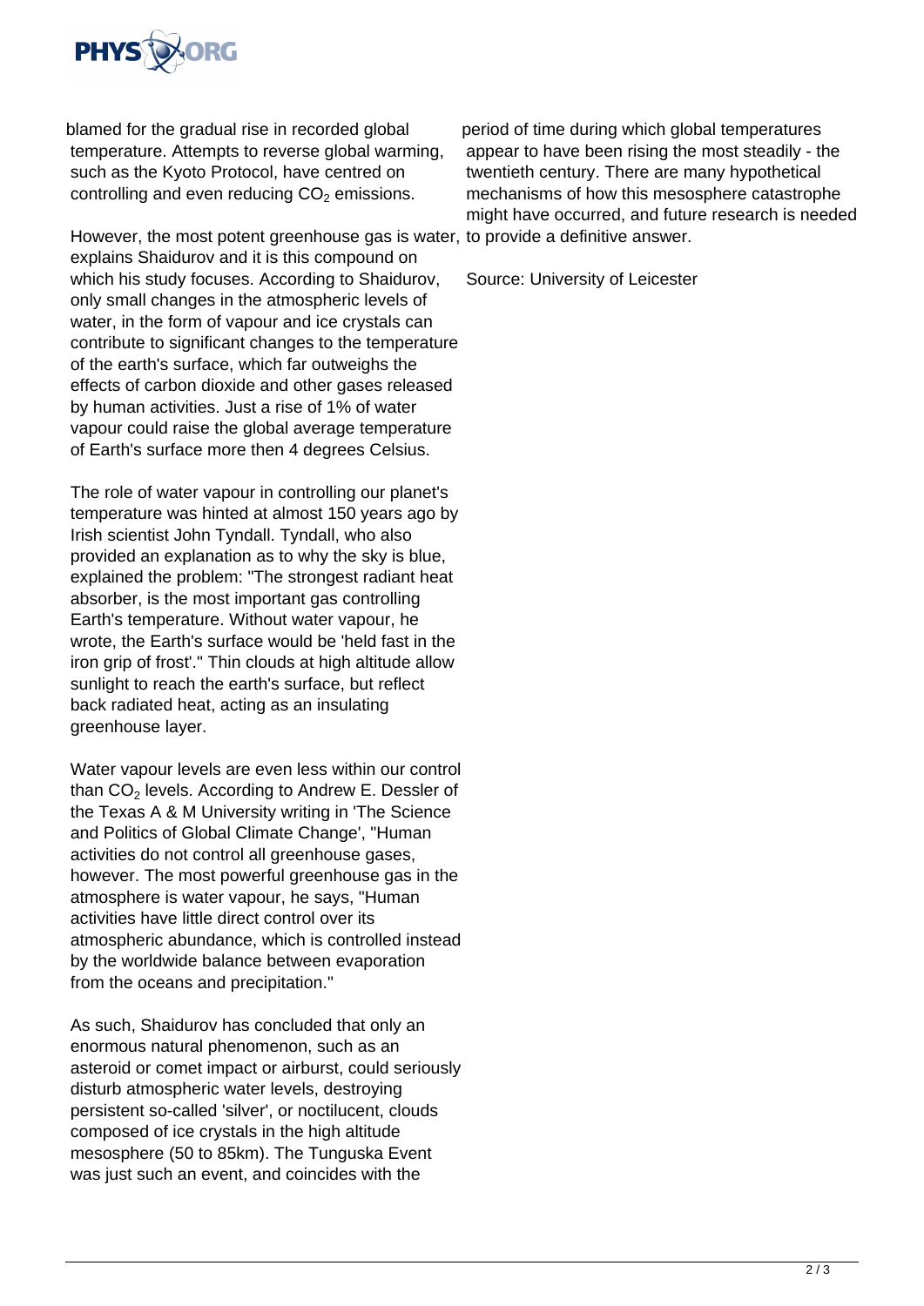blamed for the gradual rise in recorded global temperature. Attempts to reverse global warming, such as the Kyoto Protocol, have centred on controlling and even reducing $CO_2$ emissions.

However, the most potent greenhouse gas is water, explains Shaidurov and it is this compound on which his study focuses. According to Shaidurov, only small changes in the atmospheric levels of water, in the form of vapour and ice crystals can contribute to significant changes to the temperature of the earth's surface, which far outweighs the effects of carbon dioxide and other gases released by human activities. Just a rise of 1% of water vapour could raise the global average temperature of Earth's surface more then 4 degrees Celsius.

The role of water vapour in controlling our planet's temperature was hinted at almost 150 years ago by Irish scientist John Tyndall. Tyndall, who also provided an explanation as to why the sky is blue, explained the problem: "The strongest radiant heat absorber, is the most important gas controlling Earth's temperature. Without water vapour, he wrote, the Earth's surface would be 'held fast in the iron grip of frost'." Thin clouds at high altitude allow sunlight to reach the earth's surface, but reflect back radiated heat, acting as an insulating greenhouse layer.

Water vapour levels are even less within our control than $CO_2$ levels. According to Andrew E. Dessler of the Texas A & M University writing in 'The Science and Politics of Global Climate Change', "Human activities do not control all greenhouse gases, however. The most powerful greenhouse gas in the atmosphere is water vapour, he says, "Human activities have little direct control over its atmospheric abundance, which is controlled instead by the worldwide balance between evaporation from the oceans and precipitation."

As such, Shaidurov has concluded that only an enormous natural phenomenon, such as an asteroid or comet impact or airburst, could seriously disturb atmospheric water levels, destroying persistent so-called 'silver', or noctilucent, clouds composed of ice crystals in the high altitude mesosphere (50 to 85km). The Tunguska Event was just such an event, and coincides with the period of time during which global temperatures appear to have been rising the most steadily - the twentieth century. There are many hypothetical mechanisms of how this mesosphere catastrophe might have occurred, and future research is needed to provide a definitive answer.

Source: University of Leicester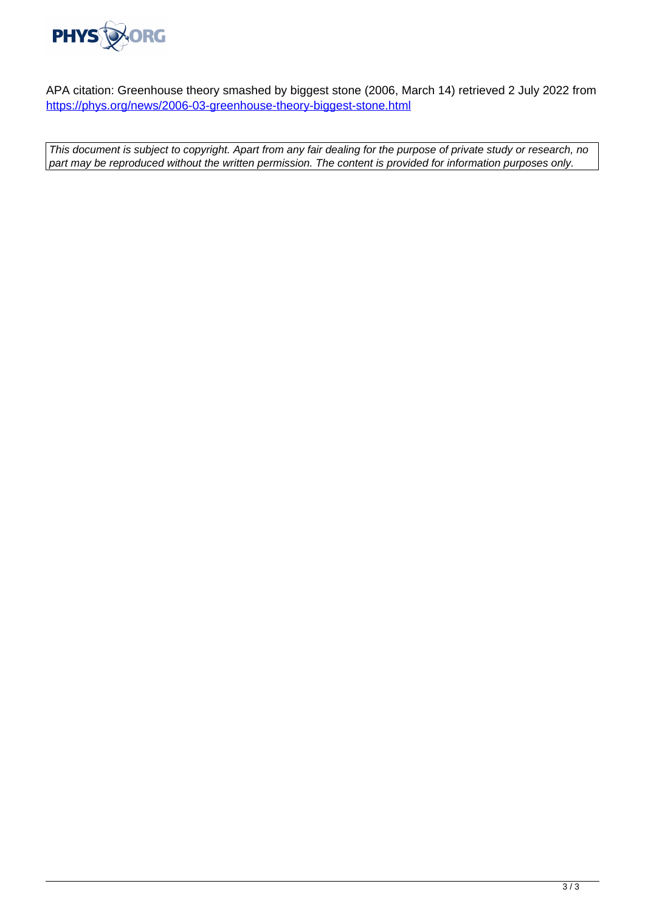APA citation: Greenhouse theory smashed by biggest stone (2006, March 14) retrieved 2 July 2022 from https://phys.org/news/2006-03-greenhouse-theory-biggest-stone.html

*This document is subject to copyright. Apart from any fair dealing for the purpose of private study or research, no part may be reproduced without the written permission. The content is provided for information purposes only.*